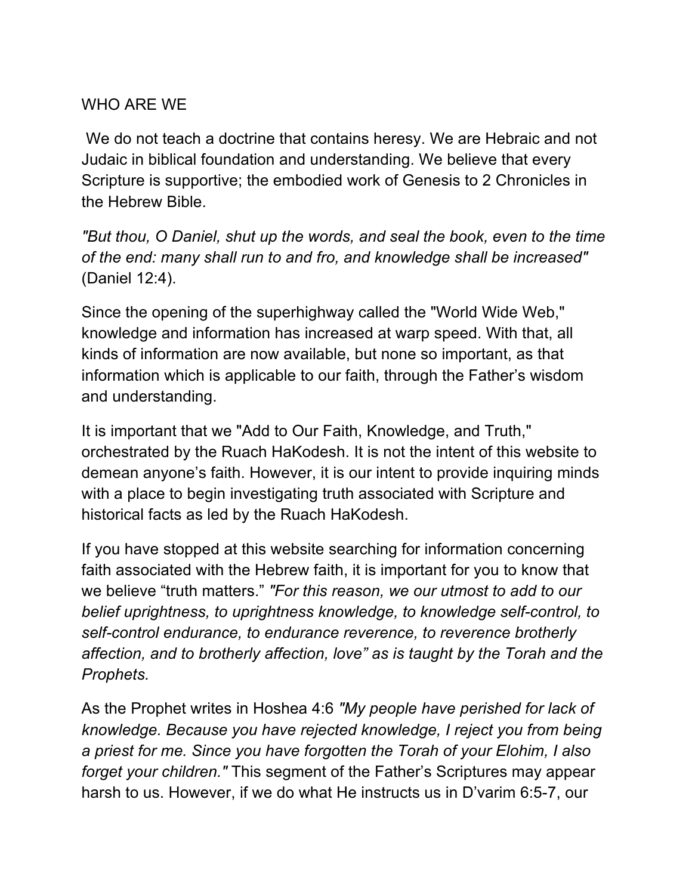# WHO ARE WE

We do not teach a doctrine that contains heresy. We are Hebraic and not Judaic in biblical foundation and understanding. We believe that every Scripture is supportive; the embodied work of Genesis to 2 Chronicles in the Hebrew Bible.

*"But thou, O Daniel, shut up the words, and seal the book, even to the time of the end: many shall run to and fro, and knowledge shall be increased"* (Daniel 12:4).

Since the opening of the superhighway called the "World Wide Web," knowledge and information has increased at warp speed. With that, all kinds of information are now available, but none so important, as that information which is applicable to our faith, through the Father's wisdom and understanding.

It is important that we "Add to Our Faith, Knowledge, and Truth," orchestrated by the Ruach HaKodesh. It is not the intent of this website to demean anyone's faith. However, it is our intent to provide inquiring minds with a place to begin investigating truth associated with Scripture and historical facts as led by the Ruach HaKodesh.

If you have stopped at this website searching for information concerning faith associated with the Hebrew faith, it is important for you to know that we believe "truth matters." *"For this reason, we our utmost to add to our belief uprightness, to uprightness knowledge, to knowledge self-control, to self-control endurance, to endurance reverence, to reverence brotherly affection, and to brotherly affection, love" as is taught by the Torah and the Prophets.*

As the Prophet writes in Hoshea 4:6 *"My people have perished for lack of knowledge. Because you have rejected knowledge, I reject you from being a priest for me. Since you have forgotten the Torah of your Elohim, I also forget your children."* This segment of the Father's Scriptures may appear harsh to us. However, if we do what He instructs us in D'varim 6:5-7, our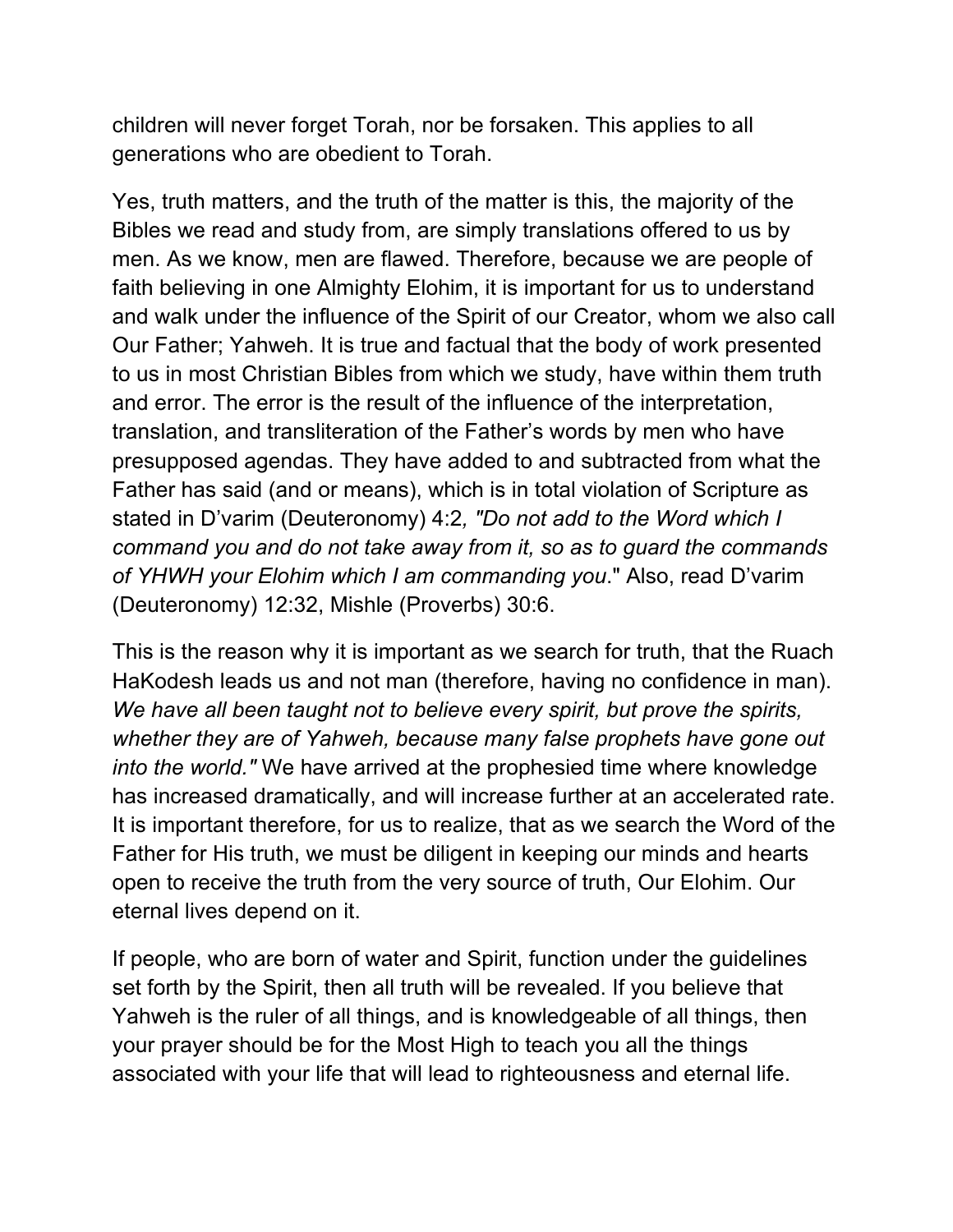children will never forget Torah, nor be forsaken. This applies to all generations who are obedient to Torah.

Yes, truth matters, and the truth of the matter is this, the majority of the Bibles we read and study from, are simply translations offered to us by men. As we know, men are flawed. Therefore, because we are people of faith believing in one Almighty Elohim, it is important for us to understand and walk under the influence of the Spirit of our Creator, whom we also call Our Father; Yahweh. It is true and factual that the body of work presented to us in most Christian Bibles from which we study, have within them truth and error. The error is the result of the influence of the interpretation, translation, and transliteration of the Father's words by men who have presupposed agendas. They have added to and subtracted from what the Father has said (and or means), which is in total violation of Scripture as stated in D'varim (Deuteronomy) 4:2*, "Do not add to the Word which I command you and do not take away from it, so as to guard the commands of YHWH your Elohim which I am commanding you*." Also, read D'varim (Deuteronomy) 12:32, Mishle (Proverbs) 30:6.

This is the reason why it is important as we search for truth, that the Ruach HaKodesh leads us and not man (therefore, having no confidence in man). *We have all been taught not to believe every spirit, but prove the spirits, whether they are of Yahweh, because many false prophets have gone out into the world."* We have arrived at the prophesied time where knowledge has increased dramatically, and will increase further at an accelerated rate. It is important therefore, for us to realize, that as we search the Word of the Father for His truth, we must be diligent in keeping our minds and hearts open to receive the truth from the very source of truth, Our Elohim. Our eternal lives depend on it.

If people, who are born of water and Spirit, function under the guidelines set forth by the Spirit, then all truth will be revealed. If you believe that Yahweh is the ruler of all things, and is knowledgeable of all things, then your prayer should be for the Most High to teach you all the things associated with your life that will lead to righteousness and eternal life.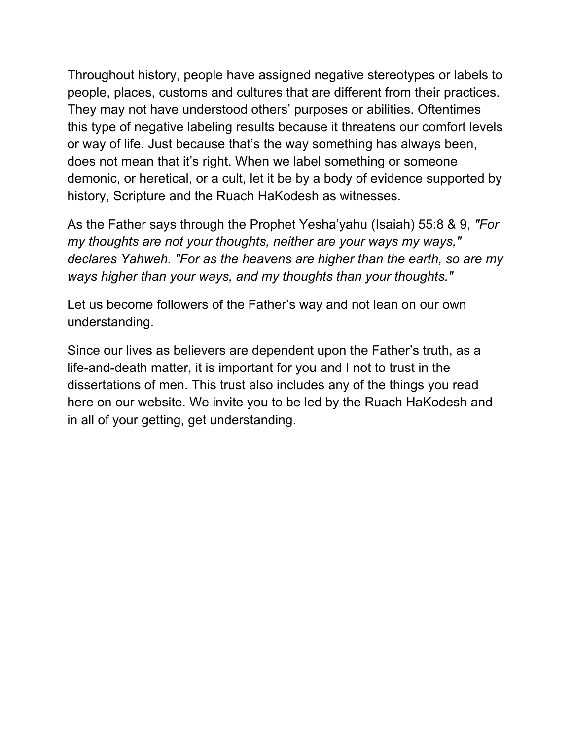Throughout history, people have assigned negative stereotypes or labels to people, places, customs and cultures that are different from their practices. They may not have understood others' purposes or abilities. Oftentimes this type of negative labeling results because it threatens our comfort levels or way of life. Just because that's the way something has always been, does not mean that it's right. When we label something or someone demonic, or heretical, or a cult, let it be by a body of evidence supported by history, Scripture and the Ruach HaKodesh as witnesses.

As the Father says through the Prophet Yesha'yahu (Isaiah) 55:8 & 9, *"For my thoughts are not your thoughts, neither are your ways my ways," declares Yahweh. "For as the heavens are higher than the earth, so are my ways higher than your ways, and my thoughts than your thoughts."*

Let us become followers of the Father's way and not lean on our own understanding.

Since our lives as believers are dependent upon the Father's truth, as a life-and-death matter, it is important for you and I not to trust in the dissertations of men. This trust also includes any of the things you read here on our website. We invite you to be led by the Ruach HaKodesh and in all of your getting, get understanding.